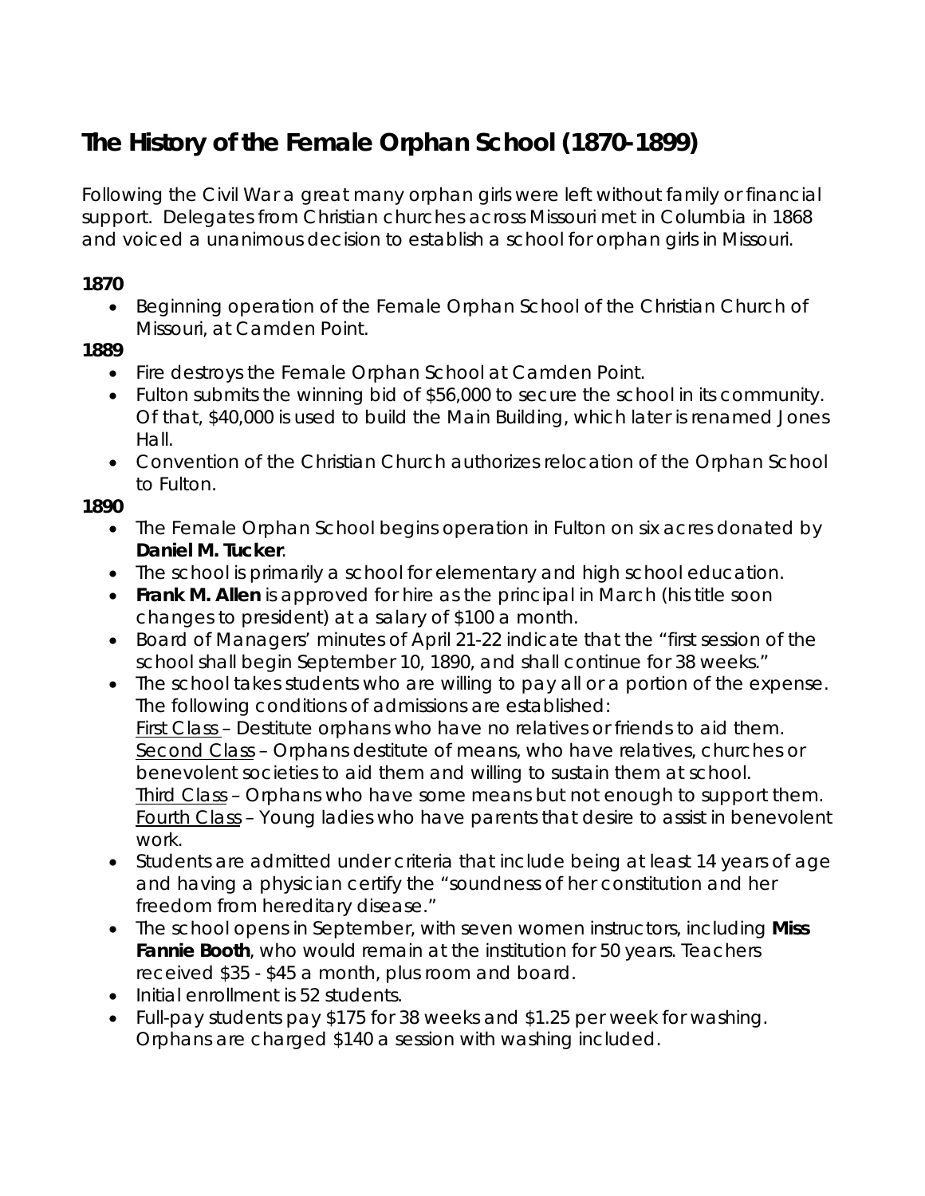# The History of the Female Orphan School (1870-1899)

Following the Civil War a great many orphan girls were left without family or financial support. Delegates from Christian churches across Missouri met in Columbia in 1868 and voiced a unanimous decision to establish a school for orphan girls in Missouri.

**1870**

- Beginning operation of the Female Orphan School of the Christian Church of Missouri, at Camden Point.

**1889**

- Fire destroys the Female Orphan School at Camden Point.
- Fulton submits the winning bid of $56,000 to secure the school in its community. Of that, $40,000 is used to build the Main Building, which later is renamed Jones Hall.
- Convention of the Christian Church authorizes relocation of the Orphan School to Fulton.

**1890**

- The Female Orphan School begins operation in Fulton on six acres donated by **Daniel M. Tucker**.
- The school is primarily a school for elementary and high school education.
- **Frank M. Allen** is approved for hire as the principal in March (his title soon changes to president) at a salary of $100 a month.
- Board of Managers' minutes of April 21-22 indicate that the "first session of the school shall begin September 10, 1890, and shall continue for 38 weeks."
- The school takes students who are willing to pay all or a portion of the expense. The following conditions of admissions are established:
  First Class – Destitute orphans who have no relatives or friends to aid them.
  Second Class – Orphans destitute of means, who have relatives, churches or benevolent societies to aid them and willing to sustain them at school.
  Third Class – Orphans who have some means but not enough to support them.
  Fourth Class – Young ladies who have parents that desire to assist in benevolent work.
- Students are admitted under criteria that include being at least 14 years of age and having a physician certify the "soundness of her constitution and her freedom from hereditary disease."
- The school opens in September, with seven women instructors, including **Miss Fannie Booth**, who would remain at the institution for 50 years. Teachers received $35 - $45 a month, plus room and board.
- Initial enrollment is 52 students.
- Full-pay students pay $175 for 38 weeks and $1.25 per week for washing. Orphans are charged $140 a session with washing included.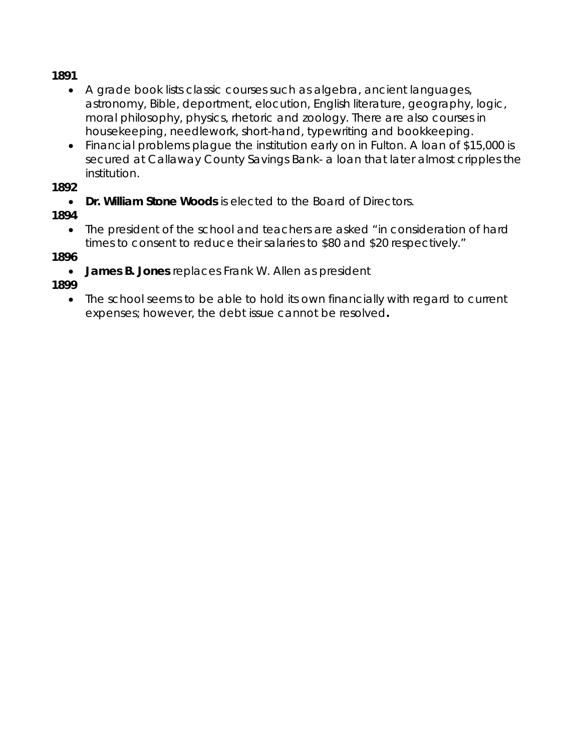**1891**

- A grade book lists classic courses such as algebra, ancient languages, astronomy, Bible, deportment, elocution, English literature, geography, logic, moral philosophy, physics, rhetoric and zoology. There are also courses in housekeeping, needlework, short-hand, typewriting and bookkeeping.
- Financial problems plague the institution early on in Fulton. A loan of $15,000 is secured at Callaway County Savings Bank- a loan that later almost cripples the institution.

**1892**

- **Dr. William Stone Woods** is elected to the Board of Directors.

**1894**

- The president of the school and teachers are asked "in consideration of hard times to consent to reduce their salaries to $80 and $20 respectively."

**1896**

- **James B. Jones** replaces Frank W. Allen as president

**1899**

- The school seems to be able to hold its own financially with regard to current expenses; however, the debt issue cannot be resolved**.**